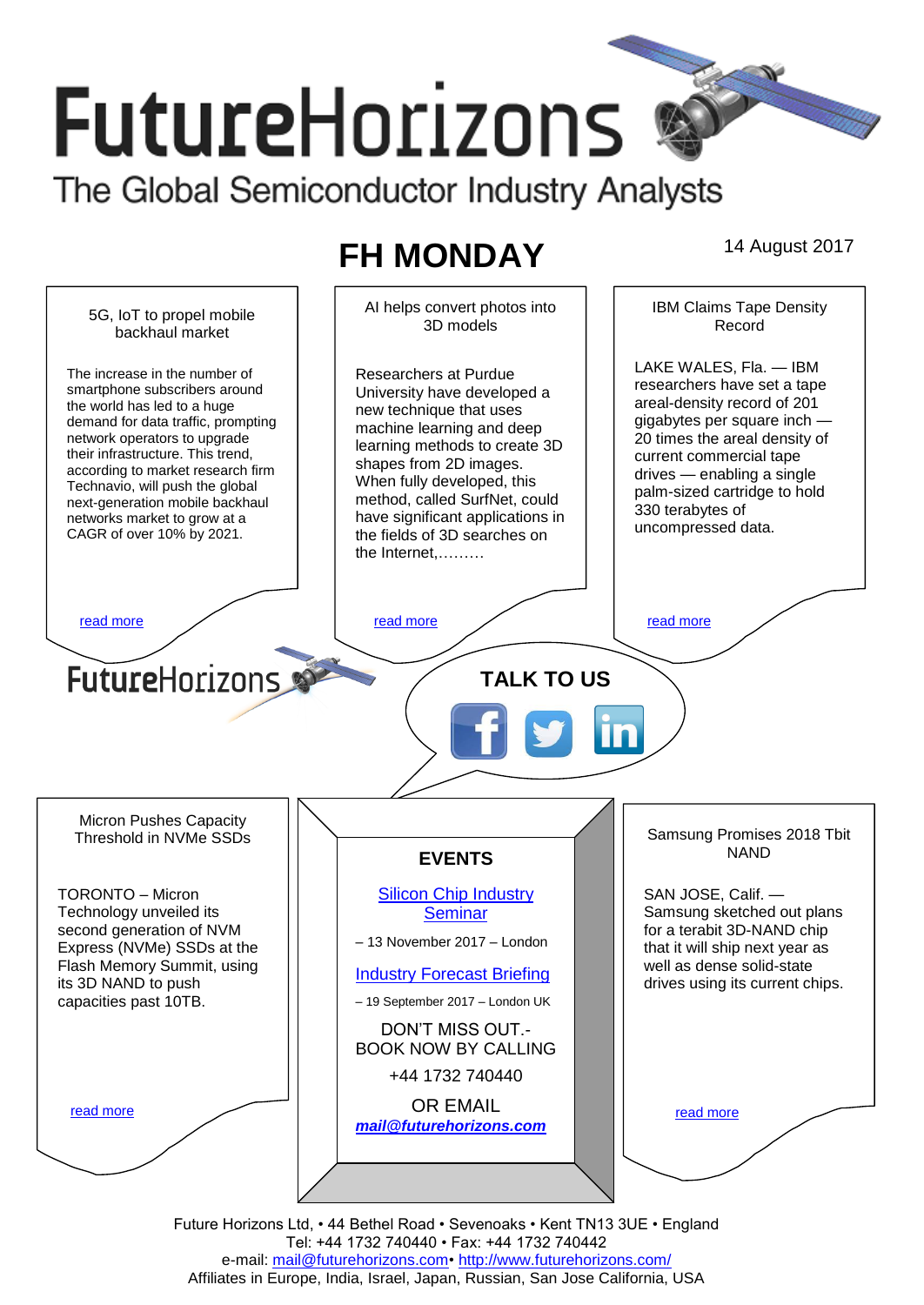# FutureHorizons

The Global Semiconductor Industry Analysts

## FH MONDAY

14 August 2017

### 5G, IoT to propel mobile backhaul market

The increase in the number of smartphone subscribers around the world has led to a huge demand for data traffic, prompting network operators to upgrade their infrastructure. This trend, according to market research firm Technavio, will push the global next-generation mobile backhaul networks market to grow at a CAGR of over 10% by 2021.

read more

### AI helps convert photos into 3D models

Researchers at Purdue University have developed a new technique that uses machine learning and deep learning methods to create 3D shapes from 2D images. When fully developed, this method, called SurfNet, could have significant applications in the fields of 3D searches on the Internet,………

read more

### IBM Claims Tape Density Record

LAKE WALES, Fla. — IBM researchers have set a tape areal-density record of 201 gigabytes per square inch — 20 times the areal density of current commercial tape drives — enabling a single palm-sized cartridge to hold 330 terabytes of uncompressed data.

read more

FutureHorizons

**TALK TO US**

### Micron Pushes Capacity Threshold in NVMe SSDs

TORONTO – Micron Technology unveiled its second generation of NVM Express (NVMe) SSDs at the Flash Memory Summit, using its 3D NAND to push capacities past 10TB.

read more

### EVENTS

Silicon Chip Industry Seminar

– 13 November 2017 – London

Industry Forecast Briefing

– 19 September 2017 – London UK

DON'T MISS OUT.- BOOK NOW BY CALLING

+44 1732 740440

OR EMAIL

***mail@futurehorizons.com***

### Samsung Promises 2018 Tbit NAND

SAN JOSE, Calif. — Samsung sketched out plans for a terabit 3D-NAND chip that it will ship next year as well as dense solid-state drives using its current chips.

read more

Future Horizons Ltd, • 44 Bethel Road • Sevenoaks • Kent TN13 3UE • England
Tel: +44 1732 740440 • Fax: +44 1732 740442
e-mail: mail@futurehorizons.com• http://www.futurehorizons.com/
Affiliates in Europe, India, Israel, Japan, Russian, San Jose California, USA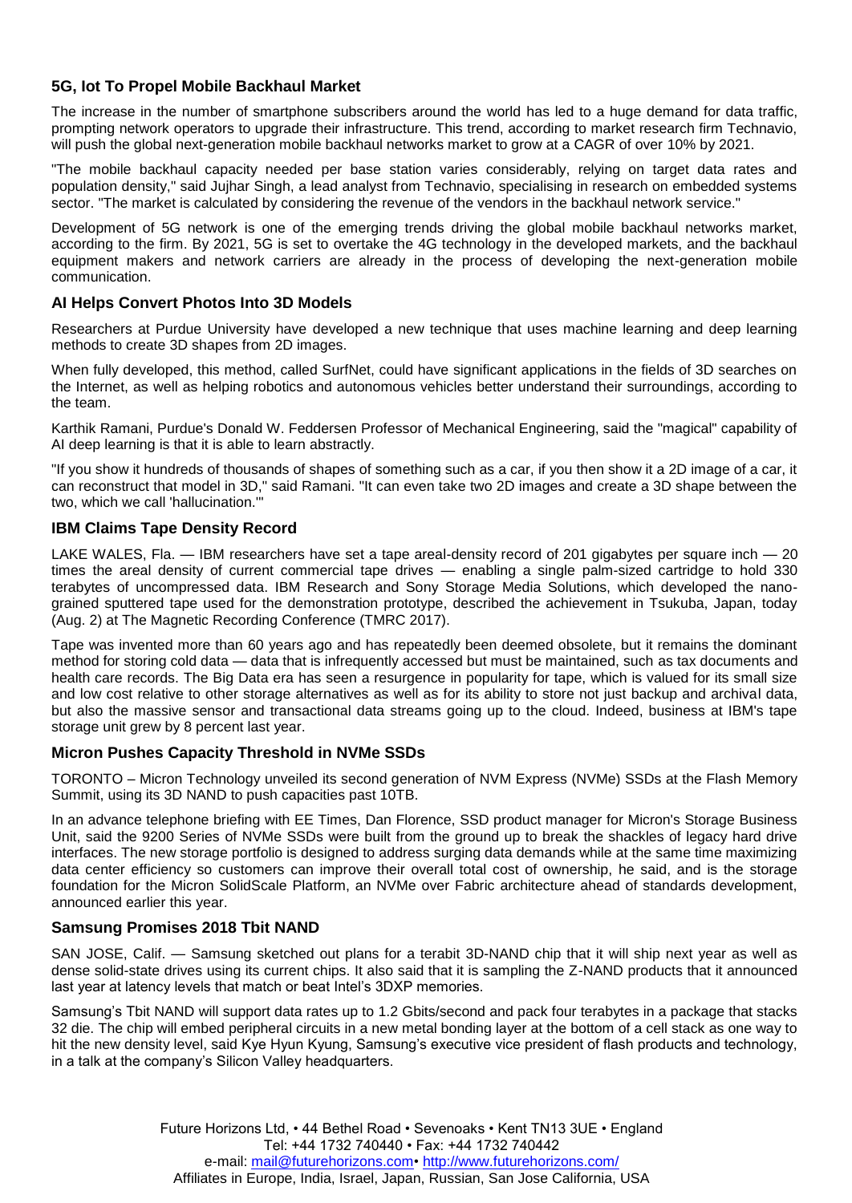### 5G, Iot To Propel Mobile Backhaul Market

The increase in the number of smartphone subscribers around the world has led to a huge demand for data traffic, prompting network operators to upgrade their infrastructure. This trend, according to market research firm Technavio, will push the global next-generation mobile backhaul networks market to grow at a CAGR of over 10% by 2021.

"The mobile backhaul capacity needed per base station varies considerably, relying on target data rates and population density," said Jujhar Singh, a lead analyst from Technavio, specialising in research on embedded systems sector. "The market is calculated by considering the revenue of the vendors in the backhaul network service."

Development of 5G network is one of the emerging trends driving the global mobile backhaul networks market, according to the firm. By 2021, 5G is set to overtake the 4G technology in the developed markets, and the backhaul equipment makers and network carriers are already in the process of developing the next-generation mobile communication.

### AI Helps Convert Photos Into 3D Models

Researchers at Purdue University have developed a new technique that uses machine learning and deep learning methods to create 3D shapes from 2D images.

When fully developed, this method, called SurfNet, could have significant applications in the fields of 3D searches on the Internet, as well as helping robotics and autonomous vehicles better understand their surroundings, according to the team.

Karthik Ramani, Purdue's Donald W. Feddersen Professor of Mechanical Engineering, said the "magical" capability of AI deep learning is that it is able to learn abstractly.

"If you show it hundreds of thousands of shapes of something such as a car, if you then show it a 2D image of a car, it can reconstruct that model in 3D," said Ramani. "It can even take two 2D images and create a 3D shape between the two, which we call 'hallucination.'"

### IBM Claims Tape Density Record

LAKE WALES, Fla. — IBM researchers have set a tape areal-density record of 201 gigabytes per square inch — 20 times the areal density of current commercial tape drives — enabling a single palm-sized cartridge to hold 330 terabytes of uncompressed data. IBM Research and Sony Storage Media Solutions, which developed the nano-grained sputtered tape used for the demonstration prototype, described the achievement in Tsukuba, Japan, today (Aug. 2) at The Magnetic Recording Conference (TMRC 2017).

Tape was invented more than 60 years ago and has repeatedly been deemed obsolete, but it remains the dominant method for storing cold data — data that is infrequently accessed but must be maintained, such as tax documents and health care records. The Big Data era has seen a resurgence in popularity for tape, which is valued for its small size and low cost relative to other storage alternatives as well as for its ability to store not just backup and archival data, but also the massive sensor and transactional data streams going up to the cloud. Indeed, business at IBM's tape storage unit grew by 8 percent last year.

### Micron Pushes Capacity Threshold in NVMe SSDs

TORONTO – Micron Technology unveiled its second generation of NVM Express (NVMe) SSDs at the Flash Memory Summit, using its 3D NAND to push capacities past 10TB.

In an advance telephone briefing with EE Times, Dan Florence, SSD product manager for Micron's Storage Business Unit, said the 9200 Series of NVMe SSDs were built from the ground up to break the shackles of legacy hard drive interfaces. The new storage portfolio is designed to address surging data demands while at the same time maximizing data center efficiency so customers can improve their overall total cost of ownership, he said, and is the storage foundation for the Micron SolidScale Platform, an NVMe over Fabric architecture ahead of standards development, announced earlier this year.

### Samsung Promises 2018 Tbit NAND

SAN JOSE, Calif. — Samsung sketched out plans for a terabit 3D-NAND chip that it will ship next year as well as dense solid-state drives using its current chips. It also said that it is sampling the Z-NAND products that it announced last year at latency levels that match or beat Intel's 3DXP memories.

Samsung's Tbit NAND will support data rates up to 1.2 Gbits/second and pack four terabytes in a package that stacks 32 die. The chip will embed peripheral circuits in a new metal bonding layer at the bottom of a cell stack as one way to hit the new density level, said Kye Hyun Kyung, Samsung's executive vice president of flash products and technology, in a talk at the company's Silicon Valley headquarters.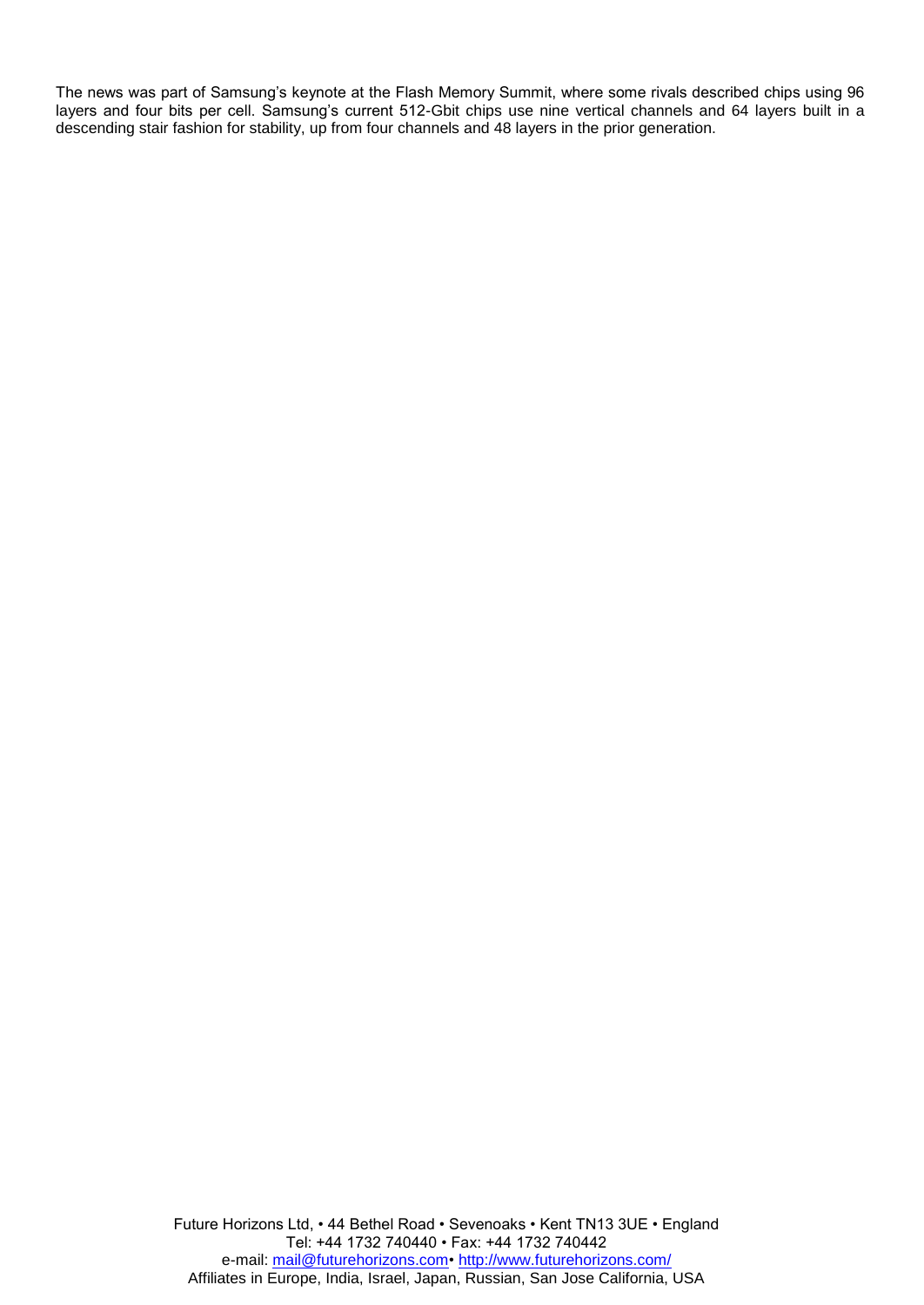The news was part of Samsung's keynote at the Flash Memory Summit, where some rivals described chips using 96 layers and four bits per cell. Samsung's current 512-Gbit chips use nine vertical channels and 64 layers built in a descending stair fashion for stability, up from four channels and 48 layers in the prior generation.

Future Horizons Ltd, • 44 Bethel Road • Sevenoaks • Kent TN13 3UE • England
Tel: +44 1732 740440 • Fax: +44 1732 740442
e-mail: mail@futurehorizons.com• http://www.futurehorizons.com/
Affiliates in Europe, India, Israel, Japan, Russian, San Jose California, USA